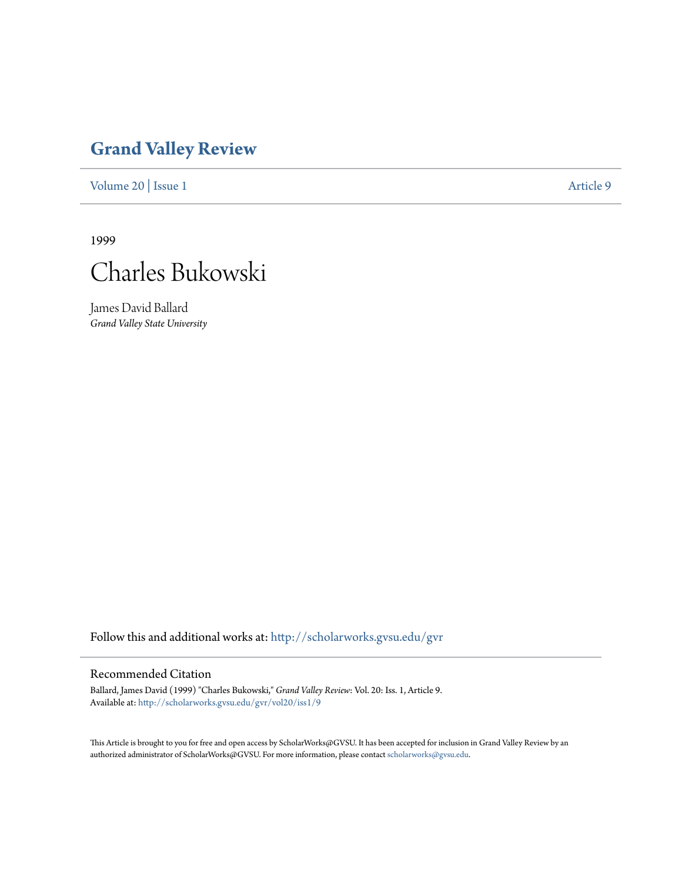# Grand Valley Review

Volume 20 | Issue 1 Article 9

1999

# Charles Bukowski

James David Ballard
*Grand Valley State University*

Follow this and additional works at: http://scholarworks.gvsu.edu/gvr

## Recommended Citation

Ballard, James David (1999) "Charles Bukowski," *Grand Valley Review*: Vol. 20: Iss. 1, Article 9.
Available at: http://scholarworks.gvsu.edu/gvr/vol20/iss1/9

This Article is brought to you for free and open access by ScholarWorks@GVSU. It has been accepted for inclusion in Grand Valley Review by an authorized administrator of ScholarWorks@GVSU. For more information, please contact scholarworks@gvsu.edu.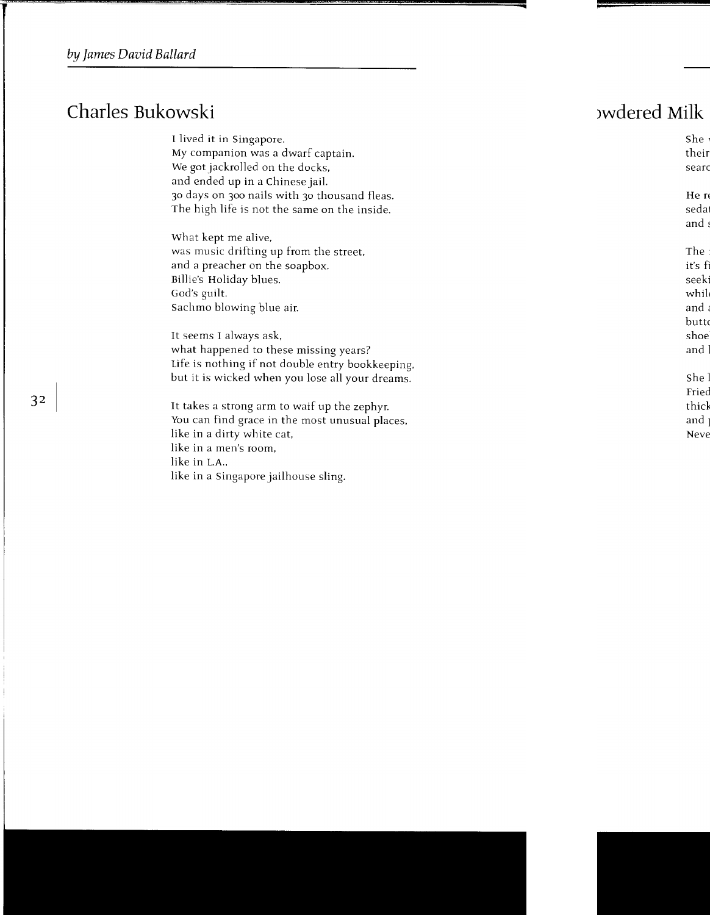*by James David Ballard*

## Charles Bukowski

I lived it in Singapore.
My companion was a dwarf captain.
We got jackrolled on the docks,
and ended up in a Chinese jail.
30 days on 300 nails with 30 thousand fleas.
The high life is not the same on the inside.

What kept me alive,
was music drifting up from the street,
and a preacher on the soapbox.
Billie's Holiday blues.
God's guilt.
Sachmo blowing blue air.

It seems I always ask,
what happened to these missing years?
Life is nothing if not double entry bookkeeping,
but it is wicked when you lose all your dreams.

It takes a strong arm to waif up the zephyr.
You can find grace in the most unusual places,
like in a dirty white cat,
like in a men's room,
like in L.A.,
like in a Singapore jailhouse sling.